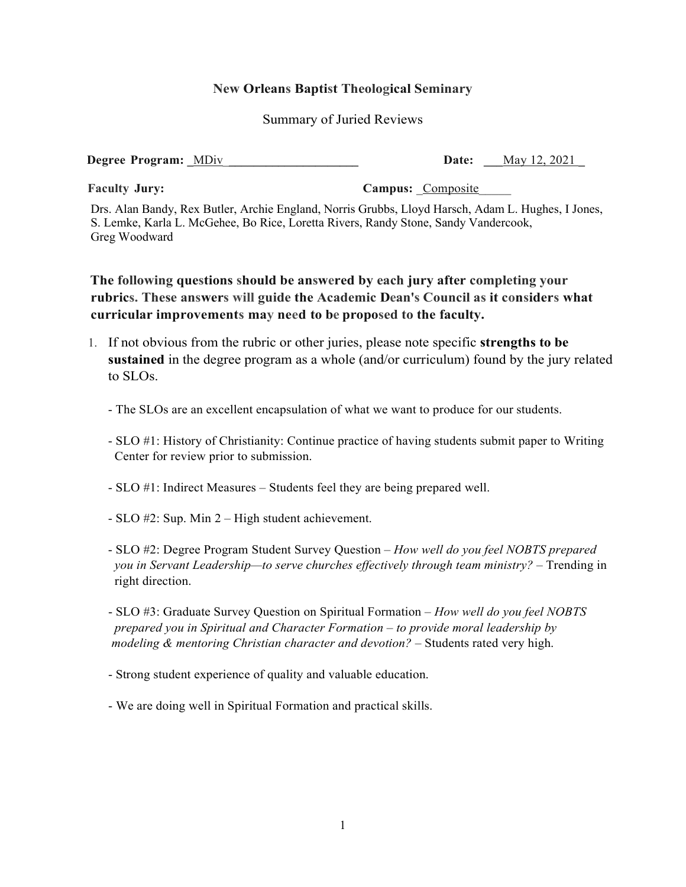**New Orleans Baptist Theological Seminary**

Summary of Juried Reviews

**Degree Program:** MDiv **Date:** May 12, 2021

**Faculty Jury:** **Campus:** Composite

Drs. Alan Bandy, Rex Butler, Archie England, Norris Grubbs, Lloyd Harsch, Adam L. Hughes, I Jones, S. Lemke, Karla L. McGehee, Bo Rice, Loretta Rivers, Randy Stone, Sandy Vandercook, Greg Woodward

**The following questions should be answered by each jury after completing your rubrics. These answers will guide the Academic Dean's Council as it considers what curricular improvements may need to be proposed to the faculty.**

1. If not obvious from the rubric or other juries, please note specific **strengths to be sustained** in the degree program as a whole (and/or curriculum) found by the jury related to SLOs.

   - The SLOs are an excellent encapsulation of what we want to produce for our students.

   - SLO #1: History of Christianity: Continue practice of having students submit paper to Writing Center for review prior to submission.

   - SLO #1: Indirect Measures – Students feel they are being prepared well.

   - SLO #2: Sup. Min 2 – High student achievement.

   - SLO #2: Degree Program Student Survey Question – *How well do you feel NOBTS prepared you in Servant Leadership—to serve churches effectively through team ministry?* – Trending in right direction.

   - SLO #3: Graduate Survey Question on Spiritual Formation – *How well do you feel NOBTS prepared you in Spiritual and Character Formation – to provide moral leadership by modeling & mentoring Christian character and devotion?* – Students rated very high.

   - Strong student experience of quality and valuable education.

   - We are doing well in Spiritual Formation and practical skills.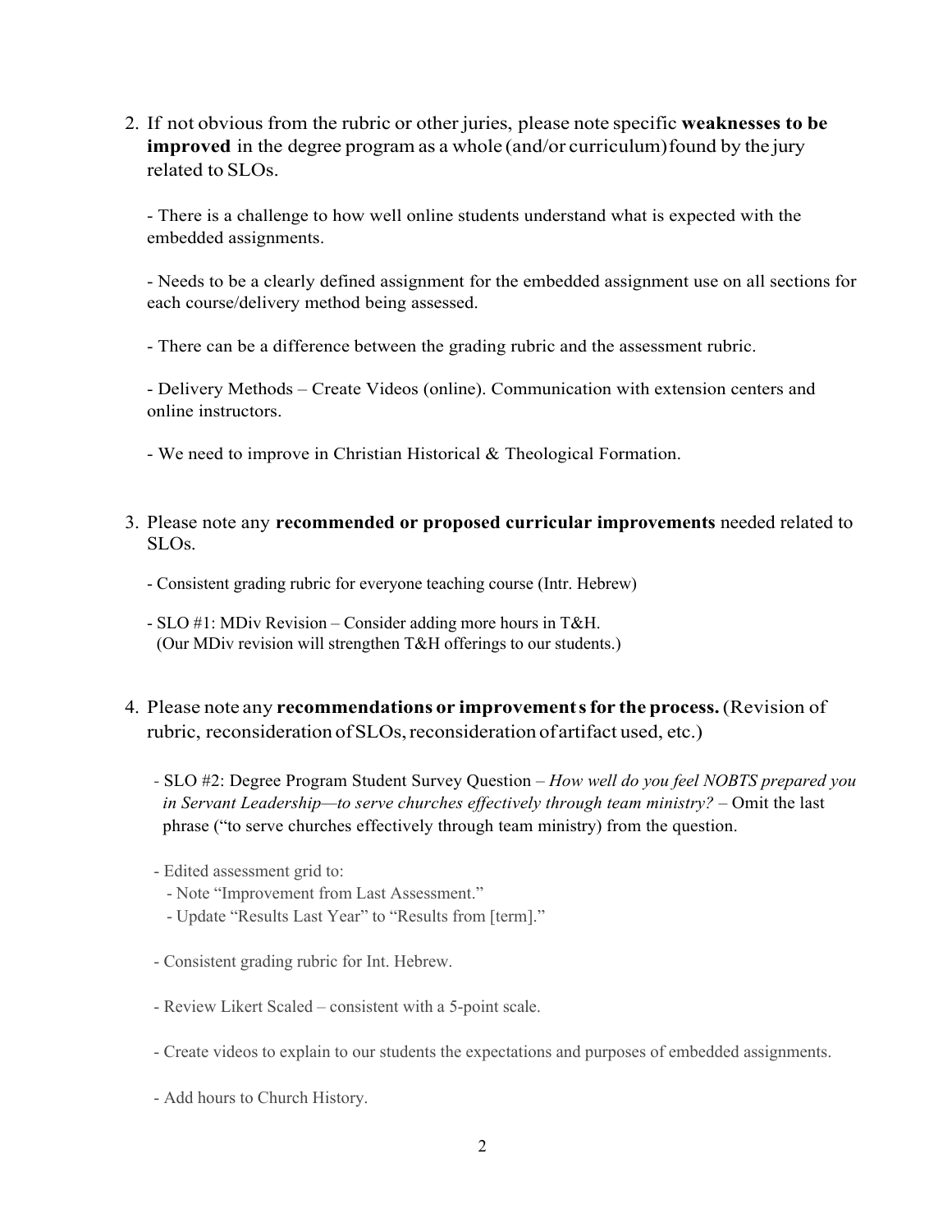2. If not obvious from the rubric or other juries, please note specific **weaknesses to be improved** in the degree program as a whole (and/or curriculum) found by the jury related to SLOs.

   - There is a challenge to how well online students understand what is expected with the embedded assignments.

   - Needs to be a clearly defined assignment for the embedded assignment use on all sections for each course/delivery method being assessed.

   - There can be a difference between the grading rubric and the assessment rubric.

   - Delivery Methods – Create Videos (online). Communication with extension centers and online instructors.

   - We need to improve in Christian Historical & Theological Formation.

3. Please note any **recommended or proposed curricular improvements** needed related to SLOs.

   - Consistent grading rubric for everyone teaching course (Intr. Hebrew)

   - SLO #1: MDiv Revision – Consider adding more hours in T&H.
     (Our MDiv revision will strengthen T&H offerings to our students.)

4. Please note any **recommendations or improvements for the process.** (Revision of rubric, reconsideration of SLOs, reconsideration of artifact used, etc.)

   - SLO #2: Degree Program Student Survey Question – *How well do you feel NOBTS prepared you in Servant Leadership—to serve churches effectively through team ministry?* – Omit the last phrase ("to serve churches effectively through team ministry) from the question.

   - Edited assessment grid to:
     - Note "Improvement from Last Assessment."
     - Update "Results Last Year" to "Results from [term]."

   - Consistent grading rubric for Int. Hebrew.

   - Review Likert Scaled – consistent with a 5-point scale.

   - Create videos to explain to our students the expectations and purposes of embedded assignments.

   - Add hours to Church History.